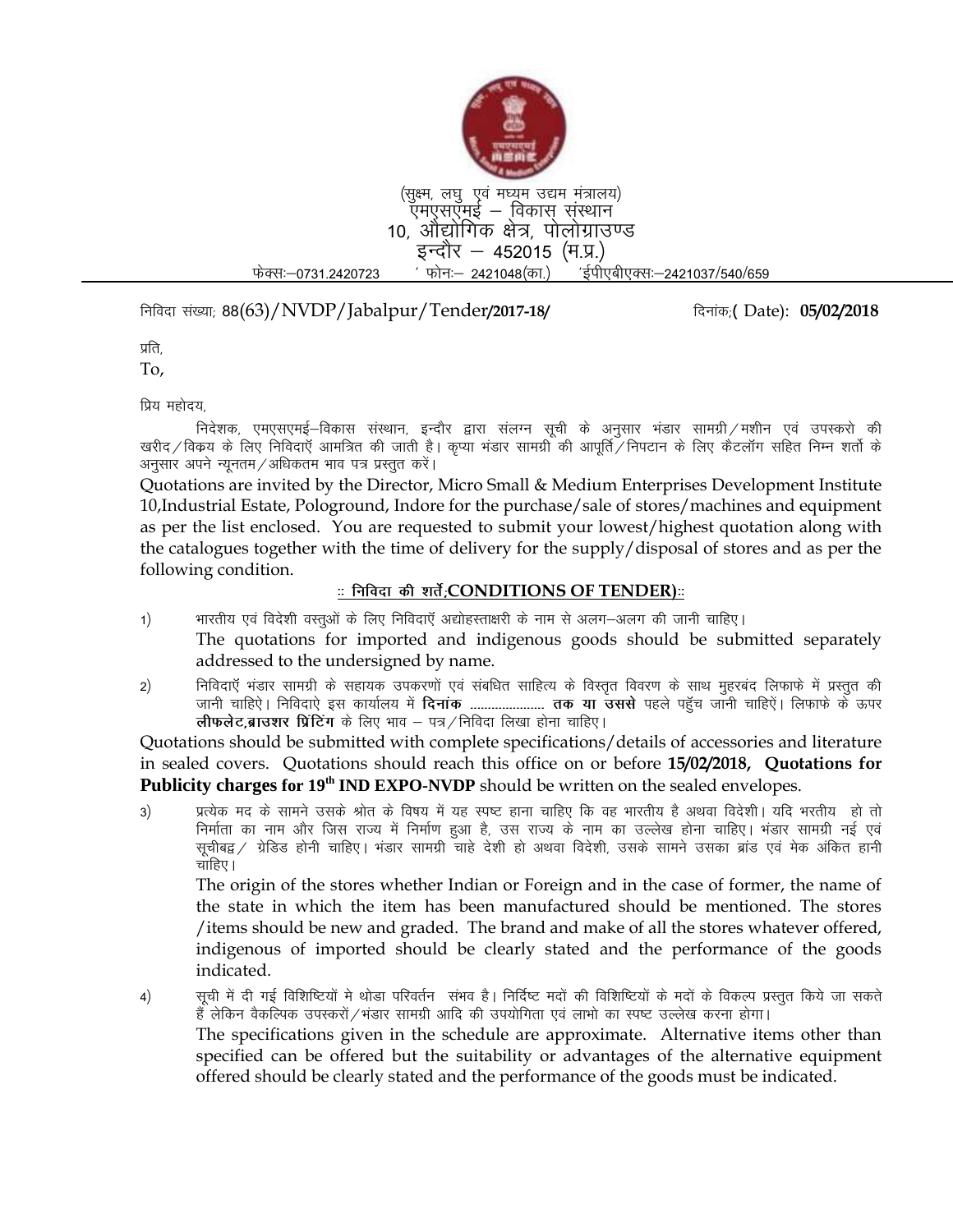(सुक्ष्म, लघु एवं मध्यम उद्यम मंत्रालय)
एमएसएमई – विकास संस्थान
10, औद्योगिक क्षेत्र, पोलोग्राउण्ड
इन्दौर – 452015 (म.प्र.)
फेक्सः–0731.2420723 ' फोनः– 2421048(का.) 'ईपीएबीएक्सः–2421037/540/659

निविदा संख्या; 88(63)/NVDP/Jabalpur/Tender/2017-18/ दिनांक;( Date): **05/02/2018**

प्रति,
To,

प्रिय महोदय,

निदेशक, एमएसएमई–विकास संस्थान, इन्दौर द्वारा संलग्न सूची के अनुसार भंडार सामग्री/मशीन एवं उपस्करो की खरीद/विक्रय के लिए निविदाएँ आमन्त्रित की जाती है। कृप्या भंडार सामग्री की आपूर्ति/निपटान के लिए कैटलॉग सहित निम्न शर्तो के अनुसार अपने न्यूनतम/अधिकतम भाव पत्र प्रस्तुत करें।

Quotations are invited by the Director, Micro Small & Medium Enterprises Development Institute 10,Industrial Estate, Pologround, Indore for the purchase/sale of stores/machines and equipment as per the list enclosed. You are requested to submit your lowest/highest quotation along with the catalogues together with the time of delivery for the supply/disposal of stores and as per the following condition.

**:: निविदा की शर्ते;CONDITIONS OF TENDER)::**

1) भारतीय एवं विदेशी वस्तुओं के लिए निविदाएँ अद्योहस्ताक्षरी के नाम से अलग–अलग की जानी चाहिए।
The quotations for imported and indigenous goods should be submitted separately addressed to the undersigned by name.

2) निविदाएँ भंडार सामग्री के सहायक उपकरणों एवं संबधित साहित्य के विस्तृत विवरण के साथ मुहरबंद लिफाफे में प्रस्तुत की जानी चाहिऐ। निविदाऐ इस कार्यालय में **दिनांक ..................... तक या उससे** पहले पहुँच जानी चाहिऐं। लिफाफे के ऊपर **लीफलेट,ब्राउशर प्रिंटिंग** के लिए भाव – पत्र/निविदा लिखा होना चाहिए।

Quotations should be submitted with complete specifications/details of accessories and literature in sealed covers. Quotations should reach this office on or before **15/02/2018, Quotations for Publicity charges for 19th IND EXPO-NVDP** should be written on the sealed envelopes.

3) प्रत्येक मद के सामने उसके श्रोत के विषय में यह स्पष्ट हाना चाहिए कि वह भारतीय है अथवा विदेशी। यदि भरतीय हो तो निर्माता का नाम और जिस राज्य में निर्माण हुआ है, उस राज्य के नाम का उल्लेख होना चाहिए। भंडार सामग्री नई एवं सूचीबद्व/ ग्रेडिड होनी चाहिए। भंडार सामग्री चाहे देशी हो अथवा विदेशी, उसके सामने उसका ब्रांड एवं मेक अंकित हानी चाहिए।
The origin of the stores whether Indian or Foreign and in the case of former, the name of the state in which the item has been manufactured should be mentioned. The stores /items should be new and graded. The brand and make of all the stores whatever offered, indigenous of imported should be clearly stated and the performance of the goods indicated.

4) सूची में दी गई विशिष्टियों मे थोडा परिवर्तन संभव है। निर्दिष्ट मदों की विशिष्टियों के मदों के विकल्प प्रस्तुत किये जा सकते हैं लेकिन वैकल्पिक उपस्करों/भंडार सामग्री आदि की उपयोगिता एवं लाभो का स्पष्ट उल्लेख करना होगा।
The specifications given in the schedule are approximate. Alternative items other than specified can be offered but the suitability or advantages of the alternative equipment offered should be clearly stated and the performance of the goods must be indicated.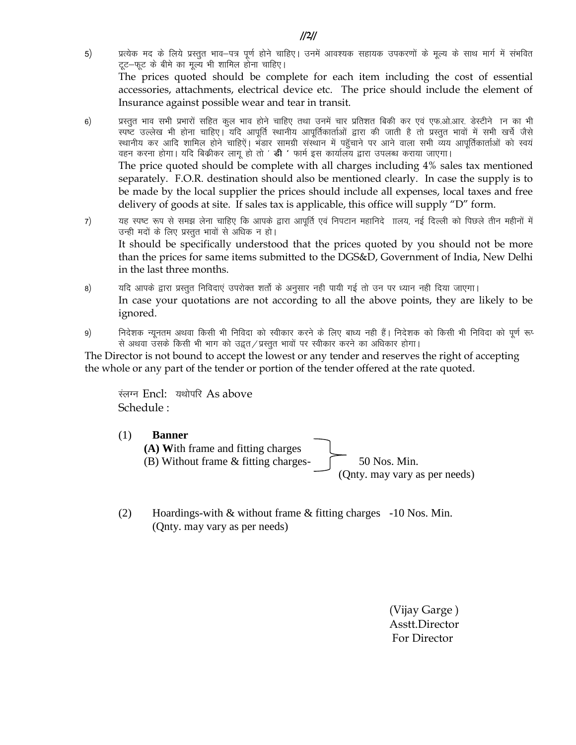5) प्रत्येक मद के लिये प्रस्तुत भाव–पत्र पूर्ण होने चाहिए। उनमें आवश्यक सहायक उपकरणों के मूल्य के साथ मार्ग में संभवित टूट–फूट के बीमे का मूल्य भी शामिल होना चाहिए।
The prices quoted should be complete for each item including the cost of essential accessories, attachments, electrical device etc. The price should include the element of Insurance against possible wear and tear in transit.

6) प्रस्तुत भाव सभी प्रभारों सहित कुल भाव होने चाहिए तथा उनमें चार प्रतिशत बिकी कर एवं एफ.ओ.आर. डेस्टीने ान का भी स्पष्ट उल्लेख भी होना चाहिए। यदि आपूर्ति स्थानीय आपूर्तिकार्ताओं द्वारा की जाती है तो प्रस्तुत भावों में सभी खर्चे जैसे स्थानीय कर आदि शामिल होने चाहिऐं। भंडार सामग्री संस्थान में पहुँचाने पर आने वाला सभी व्यय आपूर्तिकार्ताओं को स्वयं वहन करना होगा। यदि बिक्रीकर लागू हो तो ' **डी** ' फार्म इस कार्यालय द्वारा उपलब्ध कराया जाएगा।
The price quoted should be complete with all charges including 4% sales tax mentioned separately. F.O.R. destination should also be mentioned clearly. In case the supply is to be made by the local supplier the prices should include all expenses, local taxes and free delivery of goods at site. If sales tax is applicable, this office will supply "D" form.

7) यह स्पष्ट रूप से समझ लेना चाहिए कि आपके द्वारा आपूर्ति एवं निपटान महानिदे ालय, नई दिल्ली को पिछले तीन महीनों में उन्ही मदों के लिए प्रस्तुत भावों से अधिक न हो।
It should be specifically understood that the prices quoted by you should not be more than the prices for same items submitted to the DGS&D, Government of India, New Delhi in the last three months.

8) यदि आपके द्वारा प्रस्तुत निविदाएं उपरोक्त शर्तो के अनुसार नही पायी गई तो उन पर ध्यान नही दिया जाएगा।
In case your quotations are not according to all the above points, they are likely to be ignored.

9) निदेशक न्यूनतम अथवा किसी भी निविदा को स्वीकार करने के लिए बाध्य नही हैं। निदेशक को किसी भी निविदा को पूर्ण रूप से अथवा उसके किसी भी भाग को उद्वत/प्रस्तुत भावों पर स्वीकार करने का अधिकार होगा।
The Director is not bound to accept the lowest or any tender and reserves the right of accepting the whole or any part of the tender or portion of the tender offered at the rate quoted.

संलग्न Encl: यथोपरि As above
Schedule :

(1) **Banner**
**(A) W**ith frame and fitting charges
(B) Without frame & fitting charges- } 50 Nos. Min.
(Qnty. may vary as per needs)

(2) Hoardings-with & without frame & fitting charges -10 Nos. Min.
(Qnty. may vary as per needs)

(Vijay Garge )
Asstt.Director
For Director